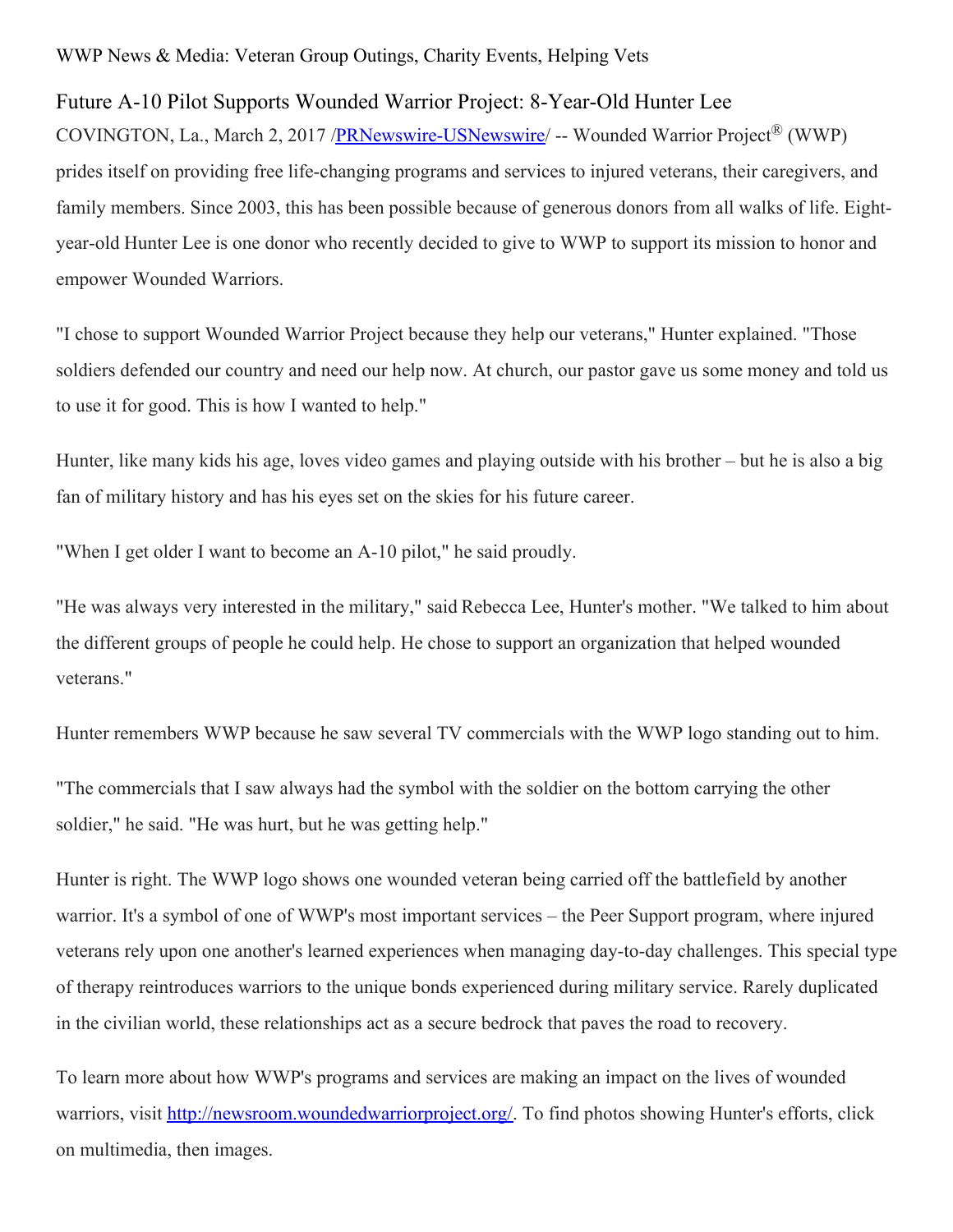WWP News & Media: Veteran Group Outings, Charity Events, Helping Vets

## Future A-10 Pilot Supports Wounded Warrior Project: 8-Year-Old Hunter Lee

COVINGTON, La., March 2, 2017 /[PRNewswire-USNewswire](http://www.prnewswire.com/)/ -- Wounded Warrior Project® (WWP) prides itself on providing free life-changing programs and services to injured veterans, their caregivers, and family members. Since 2003, this has been possible because of generous donors from all walks of life. Eight-year-old Hunter Lee is one donor who recently decided to give to WWP to support its mission to honor and empower Wounded Warriors.

"I chose to support Wounded Warrior Project because they help our veterans," Hunter explained. "Those soldiers defended our country and need our help now. At church, our pastor gave us some money and told us to use it for good. This is how I wanted to help."

Hunter, like many kids his age, loves video games and playing outside with his brother – but he is also a big fan of military history and has his eyes set on the skies for his future career.

"When I get older I want to become an A-10 pilot," he said proudly.

"He was always very interested in the military," said Rebecca Lee, Hunter's mother. "We talked to him about the different groups of people he could help. He chose to support an organization that helped wounded veterans."

Hunter remembers WWP because he saw several TV commercials with the WWP logo standing out to him.

"The commercials that I saw always had the symbol with the soldier on the bottom carrying the other soldier," he said. "He was hurt, but he was getting help."

Hunter is right. The WWP logo shows one wounded veteran being carried off the battlefield by another warrior. It's a symbol of one of WWP's most important services – the Peer Support program, where injured veterans rely upon one another's learned experiences when managing day-to-day challenges. This special type of therapy reintroduces warriors to the unique bonds experienced during military service. Rarely duplicated in the civilian world, these relationships act as a secure bedrock that paves the road to recovery.

To learn more about how WWP's programs and services are making an impact on the lives of wounded warriors, visit [http://newsroom.woundedwarriorproject.org/](http://newsroom.woundedwarriorproject.org/). To find photos showing Hunter's efforts, click on multimedia, then images.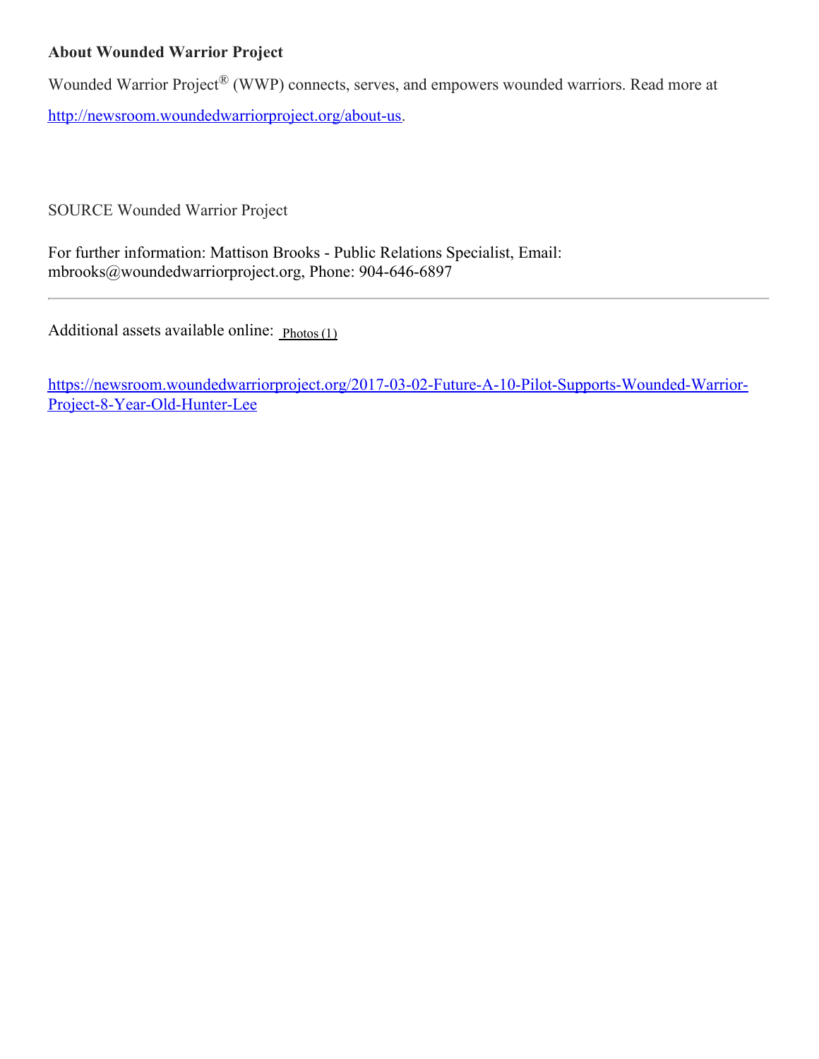**About Wounded Warrior Project**

Wounded Warrior Project® (WWP) connects, serves, and empowers wounded warriors. Read more at http://newsroom.woundedwarriorproject.org/about-us.

SOURCE Wounded Warrior Project

For further information: Mattison Brooks - Public Relations Specialist, Email: mbrooks@woundedwarriorproject.org, Phone: 904-646-6897

---

Additional assets available online: Photos (1)

https://newsroom.woundedwarriorproject.org/2017-03-02-Future-A-10-Pilot-Supports-Wounded-Warrior-Project-8-Year-Old-Hunter-Lee